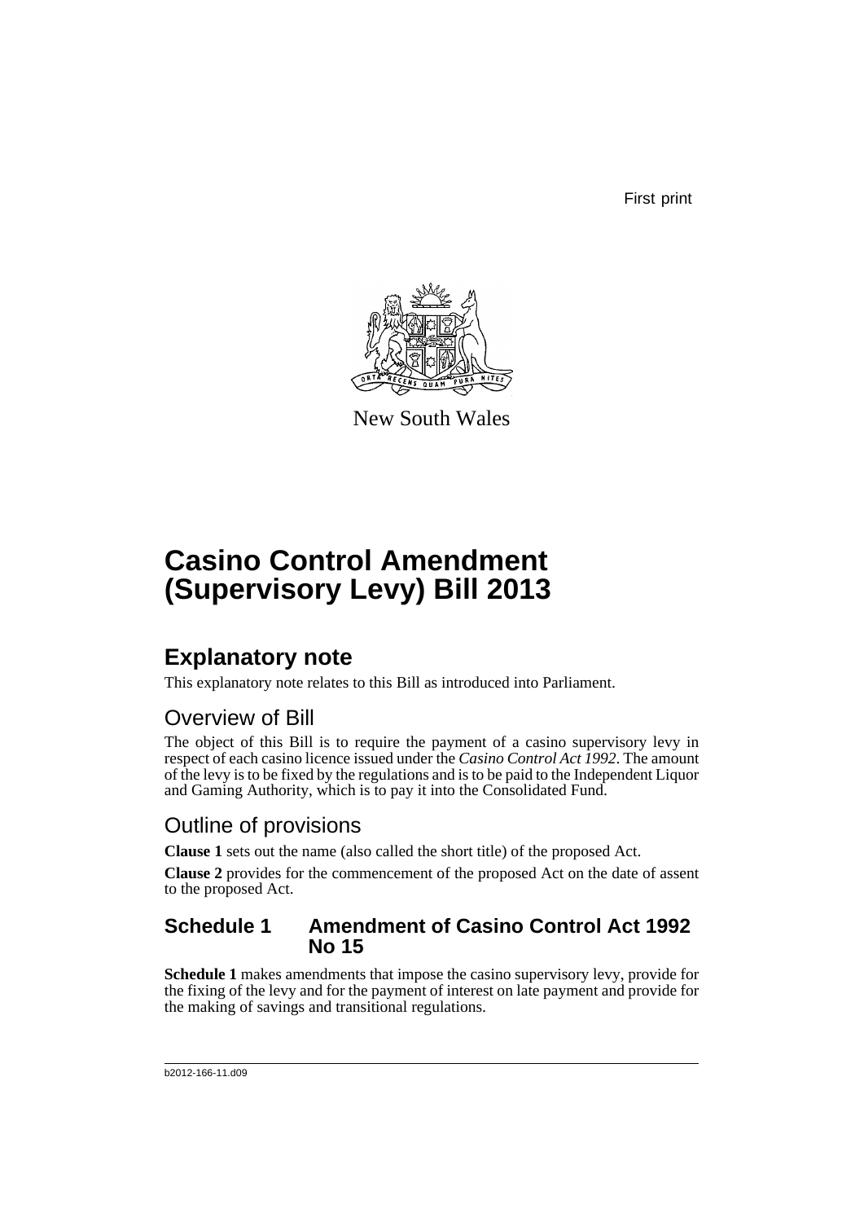First print

New South Wales

# Casino Control Amendment (Supervisory Levy) Bill 2013

## Explanatory note

This explanatory note relates to this Bill as introduced into Parliament.

### Overview of Bill

The object of this Bill is to require the payment of a casino supervisory levy in respect of each casino licence issued under the *Casino Control Act 1992*. The amount of the levy is to be fixed by the regulations and is to be paid to the Independent Liquor and Gaming Authority, which is to pay it into the Consolidated Fund.

### Outline of provisions

**Clause 1** sets out the name (also called the short title) of the proposed Act.

**Clause 2** provides for the commencement of the proposed Act on the date of assent to the proposed Act.

#### Schedule 1 Amendment of Casino Control Act 1992 No 15

**Schedule 1** makes amendments that impose the casino supervisory levy, provide for the fixing of the levy and for the payment of interest on late payment and provide for the making of savings and transitional regulations.

b2012-166-11.d09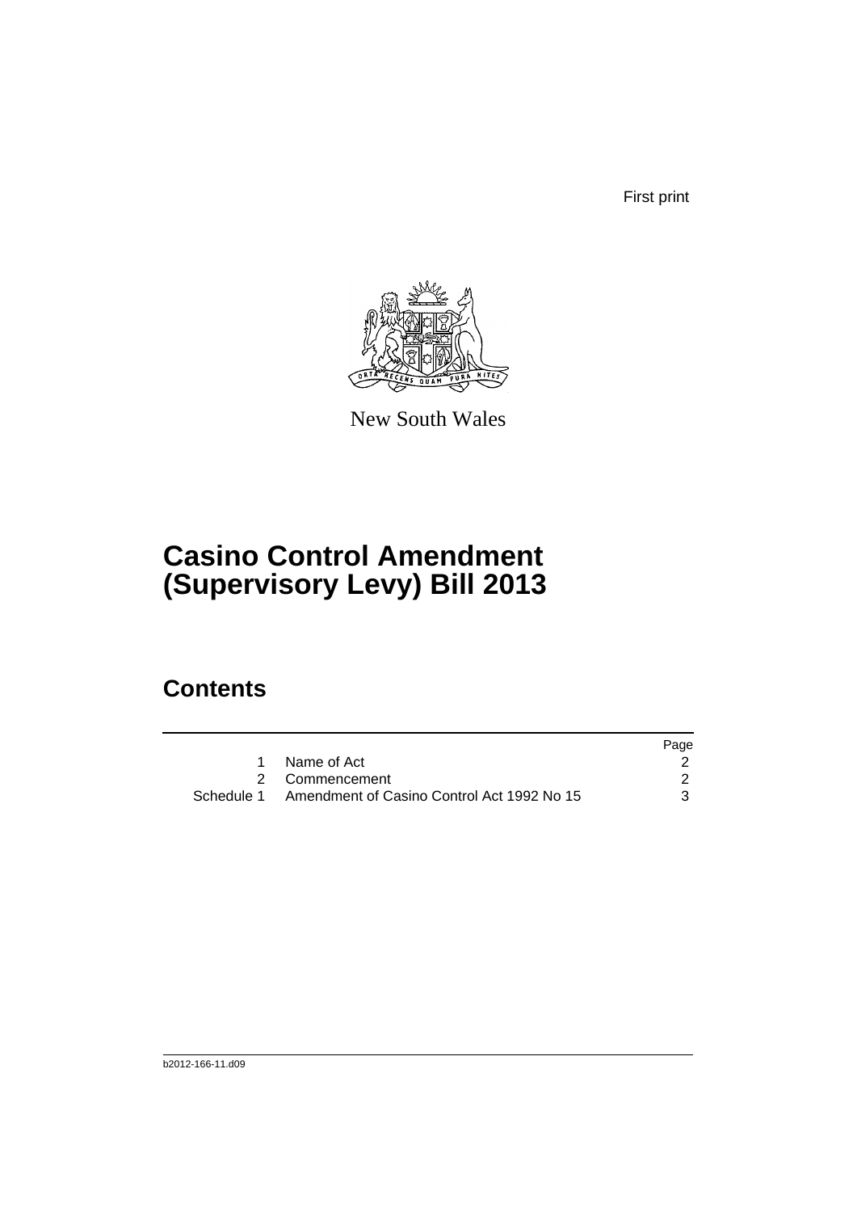First print

New South Wales

# Casino Control Amendment (Supervisory Levy) Bill 2013

## Contents

| | | Page |
|---|---|---|
| 1 | Name of Act | 2 |
| 2 | Commencement | 2 |
| Schedule 1 | Amendment of Casino Control Act 1992 No 15 | 3 |

b2012-166-11.d09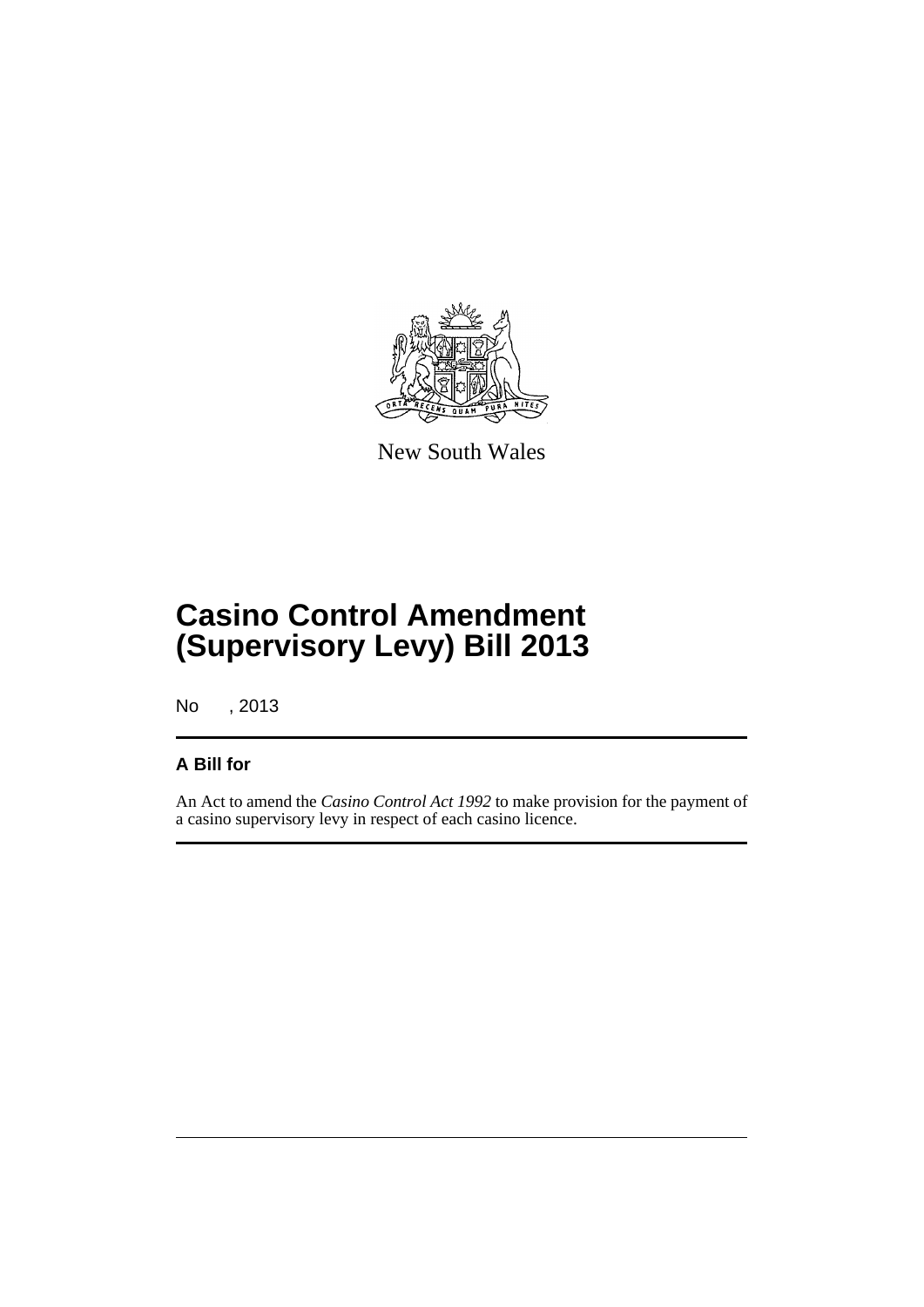New South Wales

# Casino Control Amendment (Supervisory Levy) Bill 2013

No , 2013

## A Bill for

An Act to amend the *Casino Control Act 1992* to make provision for the payment of a casino supervisory levy in respect of each casino licence.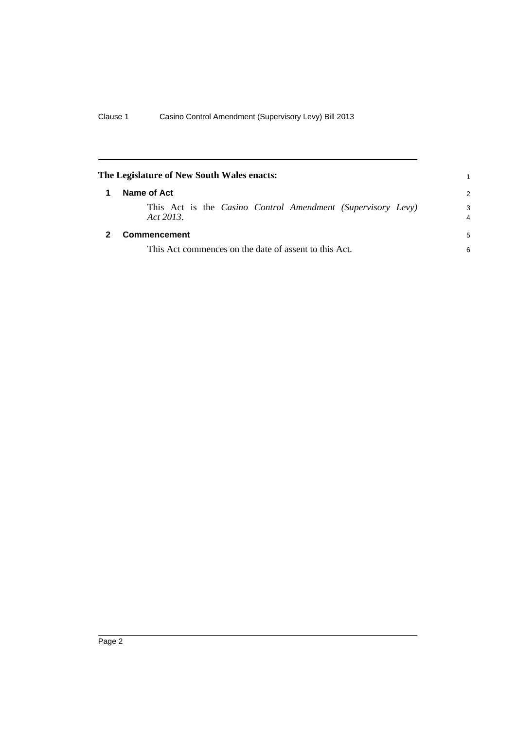**The Legislature of New South Wales enacts:**

## 1 Name of Act

This Act is the *Casino Control Amendment (Supervisory Levy) Act 2013*.

## 2 Commencement

This Act commences on the date of assent to this Act.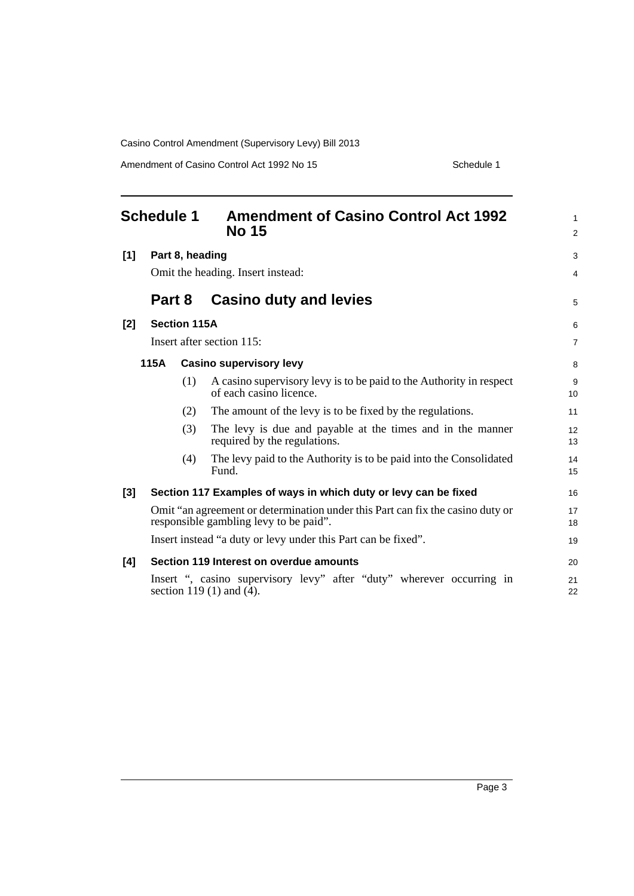# Schedule 1 Amendment of Casino Control Act 1992 No 15

**[1] Part 8, heading**

Omit the heading. Insert instead:

## Part 8 Casino duty and levies

**[2] Section 115A**

Insert after section 115:

**115A Casino supervisory levy**

(1) A casino supervisory levy is to be paid to the Authority in respect of each casino licence.

(2) The amount of the levy is to be fixed by the regulations.

(3) The levy is due and payable at the times and in the manner required by the regulations.

(4) The levy paid to the Authority is to be paid into the Consolidated Fund.

**[3] Section 117 Examples of ways in which duty or levy can be fixed**

Omit "an agreement or determination under this Part can fix the casino duty or responsible gambling levy to be paid".

Insert instead "a duty or levy under this Part can be fixed".

**[4] Section 119 Interest on overdue amounts**

Insert ", casino supervisory levy" after "duty" wherever occurring in section 119 (1) and (4).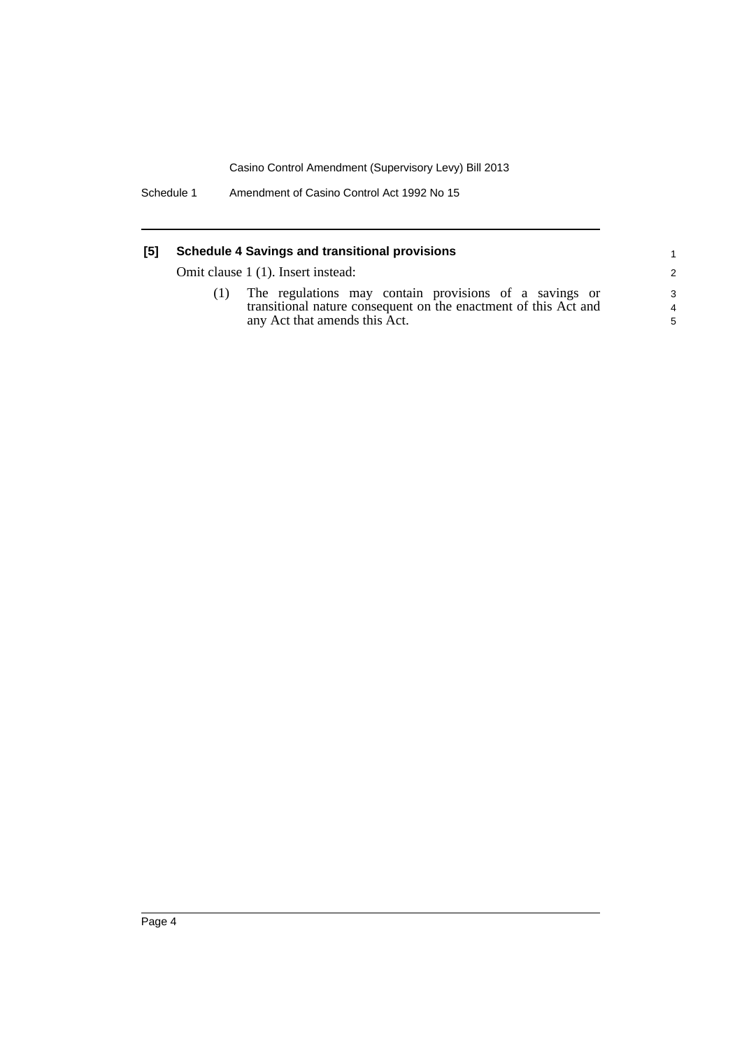**[5] Schedule 4 Savings and transitional provisions**

Omit clause 1 (1). Insert instead:

(1) The regulations may contain provisions of a savings or transitional nature consequent on the enactment of this Act and any Act that amends this Act.